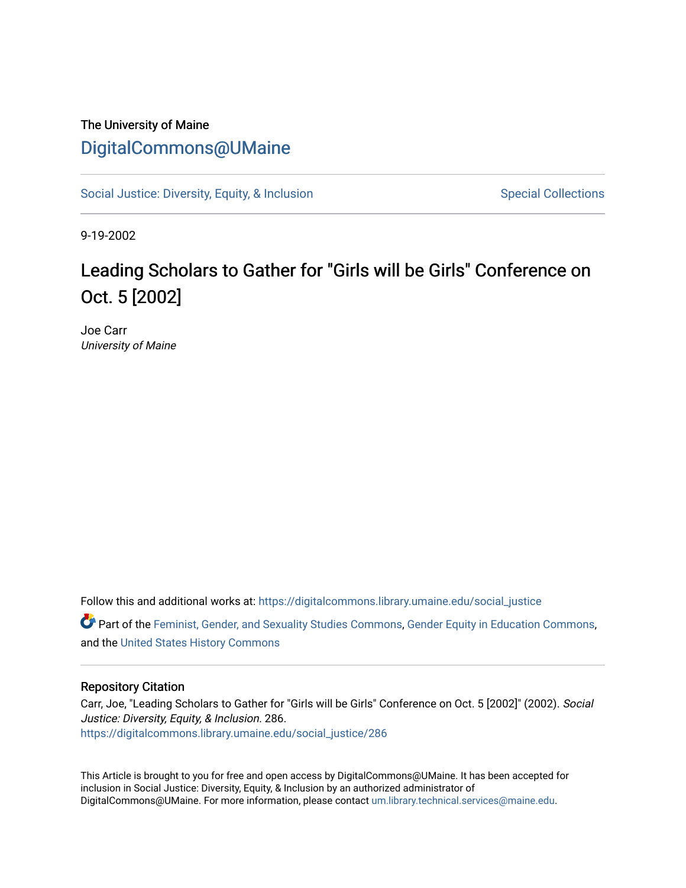The University of Maine

# DigitalCommons@UMaine

Social Justice: Diversity, Equity, & Inclusion | Special Collections

9-19-2002

# Leading Scholars to Gather for "Girls will be Girls" Conference on Oct. 5 [2002]

Joe Carr
*University of Maine*

Follow this and additional works at: https://digitalcommons.library.umaine.edu/social_justice

Part of the Feminist, Gender, and Sexuality Studies Commons, Gender Equity in Education Commons, and the United States History Commons

## Repository Citation

Carr, Joe, "Leading Scholars to Gather for "Girls will be Girls" Conference on Oct. 5 [2002]" (2002). *Social Justice: Diversity, Equity, & Inclusion*. 286.
https://digitalcommons.library.umaine.edu/social_justice/286

This Article is brought to you for free and open access by DigitalCommons@UMaine. It has been accepted for inclusion in Social Justice: Diversity, Equity, & Inclusion by an authorized administrator of DigitalCommons@UMaine. For more information, please contact um.library.technical.services@maine.edu.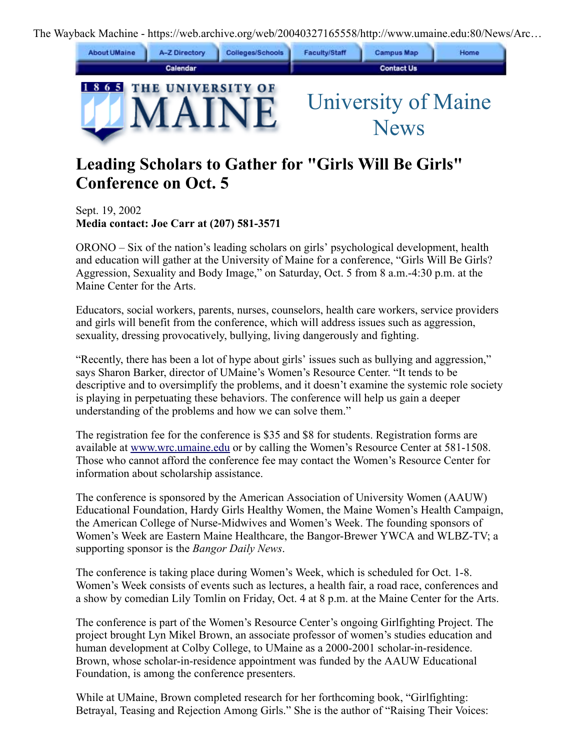# Leading Scholars to Gather for "Girls Will Be Girls" Conference on Oct. 5

Sept. 19, 2002
**Media contact: Joe Carr at (207) 581-3571**

ORONO – Six of the nation's leading scholars on girls' psychological development, health and education will gather at the University of Maine for a conference, "Girls Will Be Girls? Aggression, Sexuality and Body Image," on Saturday, Oct. 5 from 8 a.m.-4:30 p.m. at the Maine Center for the Arts.

Educators, social workers, parents, nurses, counselors, health care workers, service providers and girls will benefit from the conference, which will address issues such as aggression, sexuality, dressing provocatively, bullying, living dangerously and fighting.

"Recently, there has been a lot of hype about girls' issues such as bullying and aggression," says Sharon Barker, director of UMaine's Women's Resource Center. "It tends to be descriptive and to oversimplify the problems, and it doesn't examine the systemic role society is playing in perpetuating these behaviors. The conference will help us gain a deeper understanding of the problems and how we can solve them."

The registration fee for the conference is $35 and $8 for students. Registration forms are available at www.wrc.umaine.edu or by calling the Women's Resource Center at 581-1508. Those who cannot afford the conference fee may contact the Women's Resource Center for information about scholarship assistance.

The conference is sponsored by the American Association of University Women (AAUW) Educational Foundation, Hardy Girls Healthy Women, the Maine Women's Health Campaign, the American College of Nurse-Midwives and Women's Week. The founding sponsors of Women's Week are Eastern Maine Healthcare, the Bangor-Brewer YWCA and WLBZ-TV; a supporting sponsor is the *Bangor Daily News*.

The conference is taking place during Women's Week, which is scheduled for Oct. 1-8. Women's Week consists of events such as lectures, a health fair, a road race, conferences and a show by comedian Lily Tomlin on Friday, Oct. 4 at 8 p.m. at the Maine Center for the Arts.

The conference is part of the Women's Resource Center's ongoing Girlfighting Project. The project brought Lyn Mikel Brown, an associate professor of women's studies education and human development at Colby College, to UMaine as a 2000-2001 scholar-in-residence. Brown, whose scholar-in-residence appointment was funded by the AAUW Educational Foundation, is among the conference presenters.

While at UMaine, Brown completed research for her forthcoming book, "Girlfighting: Betrayal, Teasing and Rejection Among Girls." She is the author of "Raising Their Voices: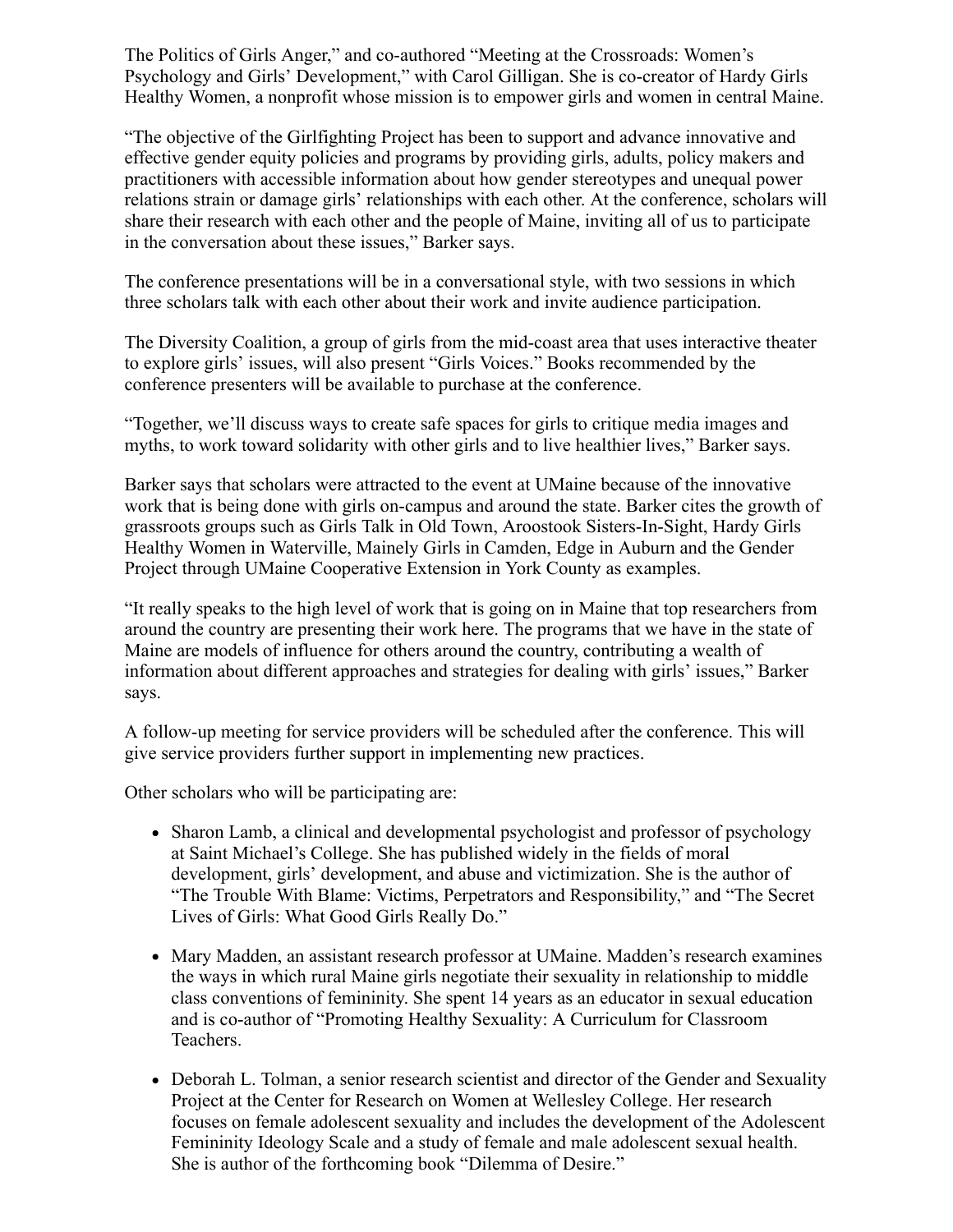The Politics of Girls Anger," and co-authored "Meeting at the Crossroads: Women's Psychology and Girls' Development," with Carol Gilligan. She is co-creator of Hardy Girls Healthy Women, a nonprofit whose mission is to empower girls and women in central Maine.

"The objective of the Girlfighting Project has been to support and advance innovative and effective gender equity policies and programs by providing girls, adults, policy makers and practitioners with accessible information about how gender stereotypes and unequal power relations strain or damage girls' relationships with each other. At the conference, scholars will share their research with each other and the people of Maine, inviting all of us to participate in the conversation about these issues," Barker says.

The conference presentations will be in a conversational style, with two sessions in which three scholars talk with each other about their work and invite audience participation.

The Diversity Coalition, a group of girls from the mid-coast area that uses interactive theater to explore girls' issues, will also present "Girls Voices." Books recommended by the conference presenters will be available to purchase at the conference.

"Together, we'll discuss ways to create safe spaces for girls to critique media images and myths, to work toward solidarity with other girls and to live healthier lives," Barker says.

Barker says that scholars were attracted to the event at UMaine because of the innovative work that is being done with girls on-campus and around the state. Barker cites the growth of grassroots groups such as Girls Talk in Old Town, Aroostook Sisters-In-Sight, Hardy Girls Healthy Women in Waterville, Mainely Girls in Camden, Edge in Auburn and the Gender Project through UMaine Cooperative Extension in York County as examples.

"It really speaks to the high level of work that is going on in Maine that top researchers from around the country are presenting their work here. The programs that we have in the state of Maine are models of influence for others around the country, contributing a wealth of information about different approaches and strategies for dealing with girls' issues," Barker says.

A follow-up meeting for service providers will be scheduled after the conference. This will give service providers further support in implementing new practices.

Other scholars who will be participating are:

- Sharon Lamb, a clinical and developmental psychologist and professor of psychology at Saint Michael's College. She has published widely in the fields of moral development, girls' development, and abuse and victimization. She is the author of "The Trouble With Blame: Victims, Perpetrators and Responsibility," and "The Secret Lives of Girls: What Good Girls Really Do."

- Mary Madden, an assistant research professor at UMaine. Madden's research examines the ways in which rural Maine girls negotiate their sexuality in relationship to middle class conventions of femininity. She spent 14 years as an educator in sexual education and is co-author of "Promoting Healthy Sexuality: A Curriculum for Classroom Teachers.

- Deborah L. Tolman, a senior research scientist and director of the Gender and Sexuality Project at the Center for Research on Women at Wellesley College. Her research focuses on female adolescent sexuality and includes the development of the Adolescent Femininity Ideology Scale and a study of female and male adolescent sexual health. She is author of the forthcoming book "Dilemma of Desire."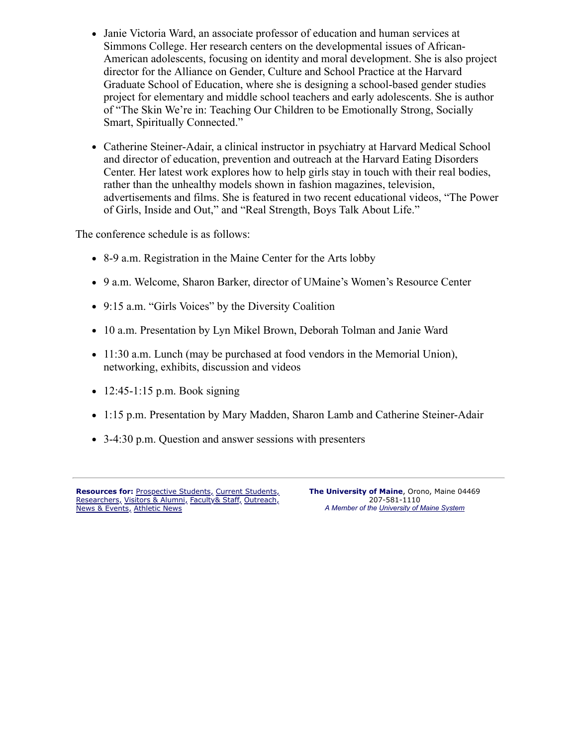- Janie Victoria Ward, an associate professor of education and human services at Simmons College. Her research centers on the developmental issues of African-American adolescents, focusing on identity and moral development. She is also project director for the Alliance on Gender, Culture and School Practice at the Harvard Graduate School of Education, where she is designing a school-based gender studies project for elementary and middle school teachers and early adolescents. She is author of "The Skin We're in: Teaching Our Children to be Emotionally Strong, Socially Smart, Spiritually Connected."

- Catherine Steiner-Adair, a clinical instructor in psychiatry at Harvard Medical School and director of education, prevention and outreach at the Harvard Eating Disorders Center. Her latest work explores how to help girls stay in touch with their real bodies, rather than the unhealthy models shown in fashion magazines, television, advertisements and films. She is featured in two recent educational videos, "The Power of Girls, Inside and Out," and "Real Strength, Boys Talk About Life."

The conference schedule is as follows:

- 8-9 a.m. Registration in the Maine Center for the Arts lobby
- 9 a.m. Welcome, Sharon Barker, director of UMaine's Women's Resource Center
- 9:15 a.m. "Girls Voices" by the Diversity Coalition
- 10 a.m. Presentation by Lyn Mikel Brown, Deborah Tolman and Janie Ward
- 11:30 a.m. Lunch (may be purchased at food vendors in the Memorial Union), networking, exhibits, discussion and videos
- 12:45-1:15 p.m. Book signing
- 1:15 p.m. Presentation by Mary Madden, Sharon Lamb and Catherine Steiner-Adair
- 3-4:30 p.m. Question and answer sessions with presenters

---

**Resources for:** Prospective Students, Current Students, Researchers, Visitors & Alumni, Faculty& Staff, Outreach, News & Events, Athletic News

**The University of Maine**, Orono, Maine 04469
207-581-1110
*A Member of the University of Maine System*